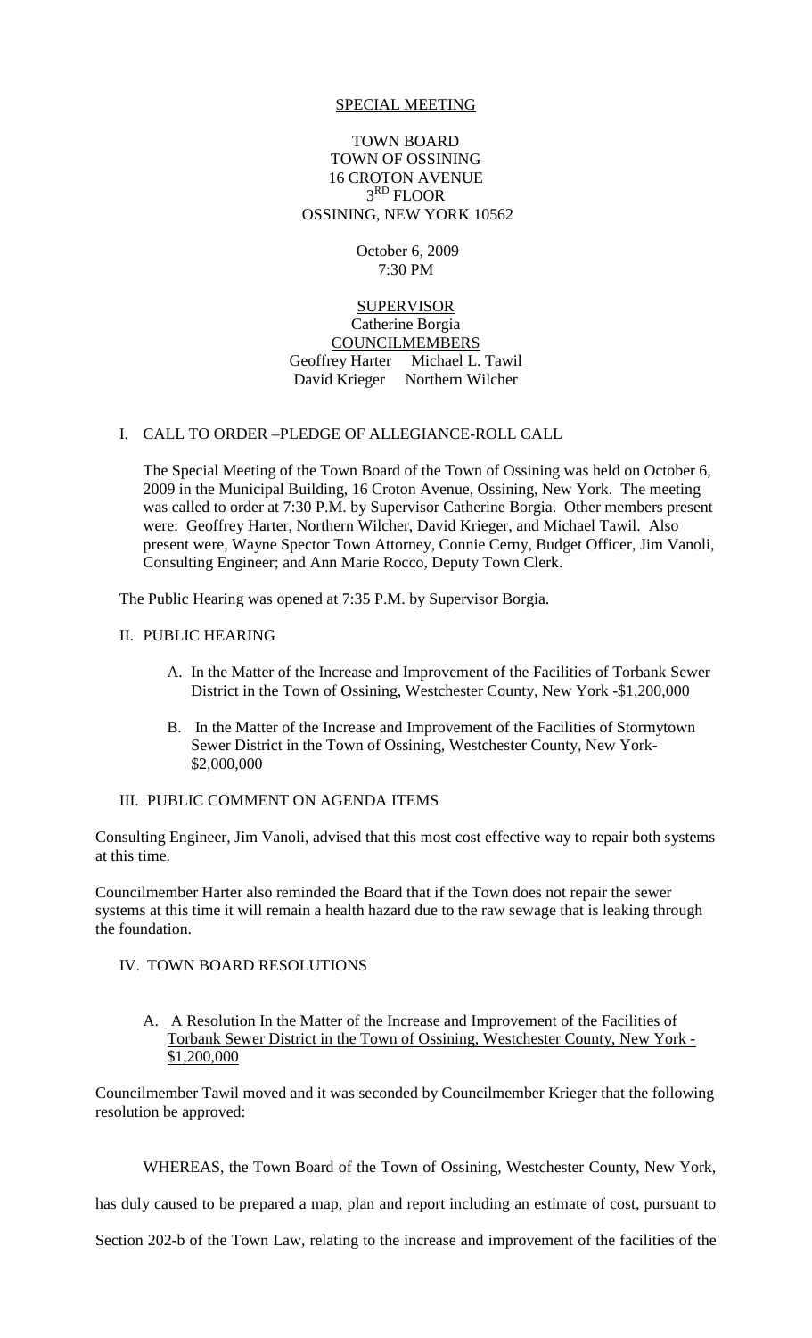SPECIAL MEETING

TOWN BOARD
TOWN OF OSSINING
16 CROTON AVENUE
3RD FLOOR
OSSINING, NEW YORK 10562

October 6, 2009
7:30 PM

SUPERVISOR
Catherine Borgia
COUNCILMEMBERS
Geoffrey Harter Michael L. Tawil
David Krieger Northern Wilcher

I. CALL TO ORDER –PLEDGE OF ALLEGIANCE-ROLL CALL

The Special Meeting of the Town Board of the Town of Ossining was held on October 6, 2009 in the Municipal Building, 16 Croton Avenue, Ossining, New York. The meeting was called to order at 7:30 P.M. by Supervisor Catherine Borgia. Other members present were: Geoffrey Harter, Northern Wilcher, David Krieger, and Michael Tawil. Also present were, Wayne Spector Town Attorney, Connie Cerny, Budget Officer, Jim Vanoli, Consulting Engineer; and Ann Marie Rocco, Deputy Town Clerk.

The Public Hearing was opened at 7:35 P.M. by Supervisor Borgia.

II. PUBLIC HEARING

A. In the Matter of the Increase and Improvement of the Facilities of Torbank Sewer District in the Town of Ossining, Westchester County, New York -$1,200,000

B. In the Matter of the Increase and Improvement of the Facilities of Stormytown Sewer District in the Town of Ossining, Westchester County, New York- $2,000,000

III. PUBLIC COMMENT ON AGENDA ITEMS

Consulting Engineer, Jim Vanoli, advised that this most cost effective way to repair both systems at this time.

Councilmember Harter also reminded the Board that if the Town does not repair the sewer systems at this time it will remain a health hazard due to the raw sewage that is leaking through the foundation.

IV. TOWN BOARD RESOLUTIONS

A. A Resolution In the Matter of the Increase and Improvement of the Facilities of Torbank Sewer District in the Town of Ossining, Westchester County, New York - $1,200,000

Councilmember Tawil moved and it was seconded by Councilmember Krieger that the following resolution be approved:

WHEREAS, the Town Board of the Town of Ossining, Westchester County, New York, has duly caused to be prepared a map, plan and report including an estimate of cost, pursuant to Section 202-b of the Town Law, relating to the increase and improvement of the facilities of the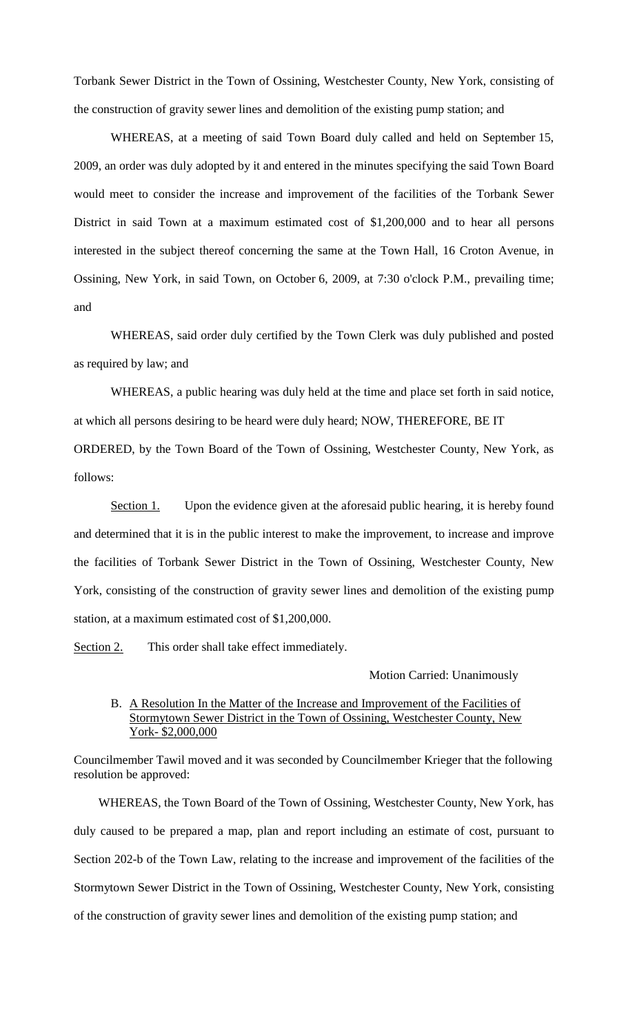Torbank Sewer District in the Town of Ossining, Westchester County, New York, consisting of the construction of gravity sewer lines and demolition of the existing pump station; and

WHEREAS, at a meeting of said Town Board duly called and held on September 15, 2009, an order was duly adopted by it and entered in the minutes specifying the said Town Board would meet to consider the increase and improvement of the facilities of the Torbank Sewer District in said Town at a maximum estimated cost of $1,200,000 and to hear all persons interested in the subject thereof concerning the same at the Town Hall, 16 Croton Avenue, in Ossining, New York, in said Town, on October 6, 2009, at 7:30 o'clock P.M., prevailing time; and

WHEREAS, said order duly certified by the Town Clerk was duly published and posted as required by law; and

WHEREAS, a public hearing was duly held at the time and place set forth in said notice, at which all persons desiring to be heard were duly heard; NOW, THEREFORE, BE IT

ORDERED, by the Town Board of the Town of Ossining, Westchester County, New York, as follows:

Section 1. Upon the evidence given at the aforesaid public hearing, it is hereby found and determined that it is in the public interest to make the improvement, to increase and improve the facilities of Torbank Sewer District in the Town of Ossining, Westchester County, New York, consisting of the construction of gravity sewer lines and demolition of the existing pump station, at a maximum estimated cost of $1,200,000.

Section 2. This order shall take effect immediately.

Motion Carried: Unanimously

B. A Resolution In the Matter of the Increase and Improvement of the Facilities of Stormytown Sewer District in the Town of Ossining, Westchester County, New York- $2,000,000

Councilmember Tawil moved and it was seconded by Councilmember Krieger that the following resolution be approved:

WHEREAS, the Town Board of the Town of Ossining, Westchester County, New York, has duly caused to be prepared a map, plan and report including an estimate of cost, pursuant to Section 202-b of the Town Law, relating to the increase and improvement of the facilities of the Stormytown Sewer District in the Town of Ossining, Westchester County, New York, consisting of the construction of gravity sewer lines and demolition of the existing pump station; and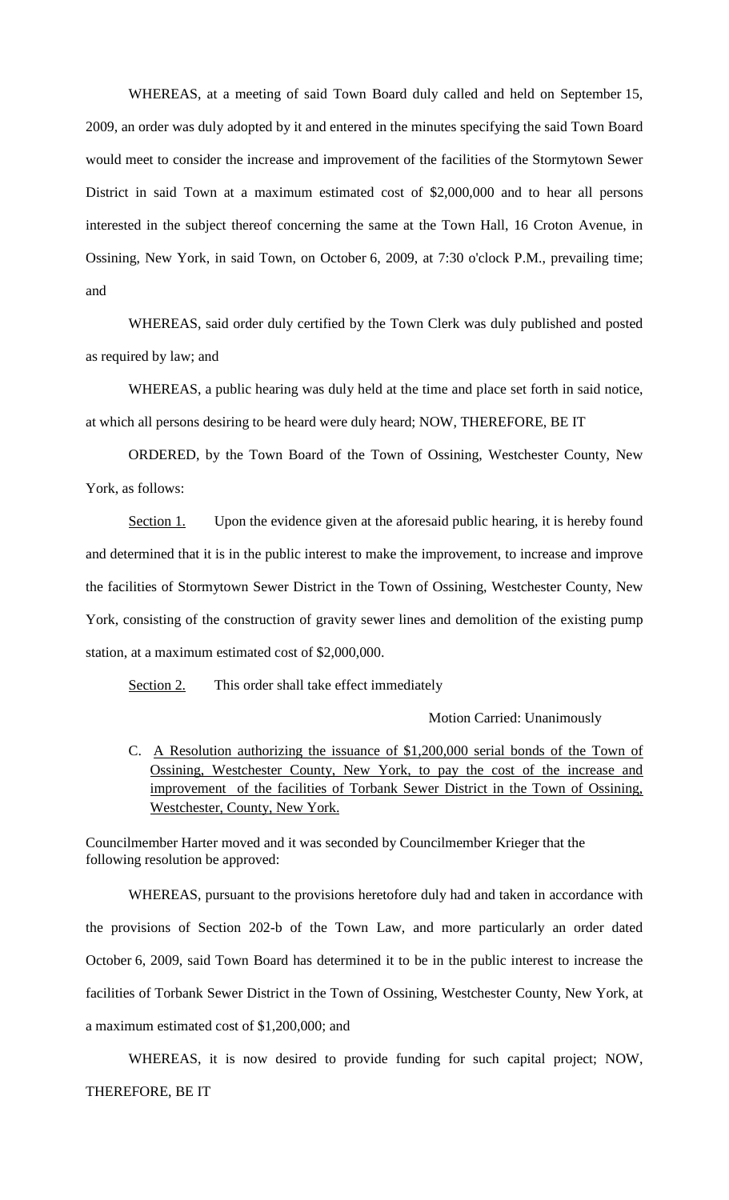WHEREAS, at a meeting of said Town Board duly called and held on September 15, 2009, an order was duly adopted by it and entered in the minutes specifying the said Town Board would meet to consider the increase and improvement of the facilities of the Stormytown Sewer District in said Town at a maximum estimated cost of $2,000,000 and to hear all persons interested in the subject thereof concerning the same at the Town Hall, 16 Croton Avenue, in Ossining, New York, in said Town, on October 6, 2009, at 7:30 o'clock P.M., prevailing time; and

WHEREAS, said order duly certified by the Town Clerk was duly published and posted as required by law; and

WHEREAS, a public hearing was duly held at the time and place set forth in said notice, at which all persons desiring to be heard were duly heard; NOW, THEREFORE, BE IT

ORDERED, by the Town Board of the Town of Ossining, Westchester County, New York, as follows:

Section 1. Upon the evidence given at the aforesaid public hearing, it is hereby found and determined that it is in the public interest to make the improvement, to increase and improve the facilities of Stormytown Sewer District in the Town of Ossining, Westchester County, New York, consisting of the construction of gravity sewer lines and demolition of the existing pump station, at a maximum estimated cost of $2,000,000.

Section 2. This order shall take effect immediately

Motion Carried: Unanimously

C. A Resolution authorizing the issuance of $1,200,000 serial bonds of the Town of Ossining, Westchester County, New York, to pay the cost of the increase and improvement of the facilities of Torbank Sewer District in the Town of Ossining, Westchester, County, New York.

Councilmember Harter moved and it was seconded by Councilmember Krieger that the following resolution be approved:

WHEREAS, pursuant to the provisions heretofore duly had and taken in accordance with the provisions of Section 202-b of the Town Law, and more particularly an order dated October 6, 2009, said Town Board has determined it to be in the public interest to increase the facilities of Torbank Sewer District in the Town of Ossining, Westchester County, New York, at a maximum estimated cost of $1,200,000; and

WHEREAS, it is now desired to provide funding for such capital project; NOW, THEREFORE, BE IT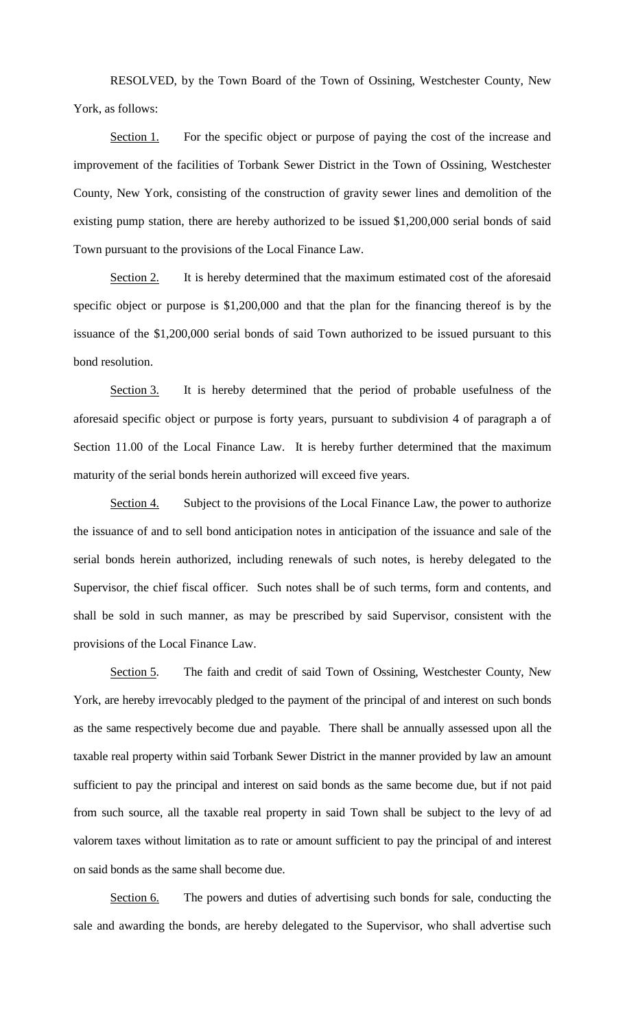RESOLVED, by the Town Board of the Town of Ossining, Westchester County, New York, as follows:

<u>Section 1.</u> For the specific object or purpose of paying the cost of the increase and improvement of the facilities of Torbank Sewer District in the Town of Ossining, Westchester County, New York, consisting of the construction of gravity sewer lines and demolition of the existing pump station, there are hereby authorized to be issued $1,200,000 serial bonds of said Town pursuant to the provisions of the Local Finance Law.

<u>Section 2.</u> It is hereby determined that the maximum estimated cost of the aforesaid specific object or purpose is $1,200,000 and that the plan for the financing thereof is by the issuance of the $1,200,000 serial bonds of said Town authorized to be issued pursuant to this bond resolution.

<u>Section 3.</u> It is hereby determined that the period of probable usefulness of the aforesaid specific object or purpose is forty years, pursuant to subdivision 4 of paragraph a of Section 11.00 of the Local Finance Law. It is hereby further determined that the maximum maturity of the serial bonds herein authorized will exceed five years.

<u>Section 4.</u> Subject to the provisions of the Local Finance Law, the power to authorize the issuance of and to sell bond anticipation notes in anticipation of the issuance and sale of the serial bonds herein authorized, including renewals of such notes, is hereby delegated to the Supervisor, the chief fiscal officer. Such notes shall be of such terms, form and contents, and shall be sold in such manner, as may be prescribed by said Supervisor, consistent with the provisions of the Local Finance Law.

<u>Section 5.</u> The faith and credit of said Town of Ossining, Westchester County, New York, are hereby irrevocably pledged to the payment of the principal of and interest on such bonds as the same respectively become due and payable. There shall be annually assessed upon all the taxable real property within said Torbank Sewer District in the manner provided by law an amount sufficient to pay the principal and interest on said bonds as the same become due, but if not paid from such source, all the taxable real property in said Town shall be subject to the levy of ad valorem taxes without limitation as to rate or amount sufficient to pay the principal of and interest on said bonds as the same shall become due.

<u>Section 6.</u> The powers and duties of advertising such bonds for sale, conducting the sale and awarding the bonds, are hereby delegated to the Supervisor, who shall advertise such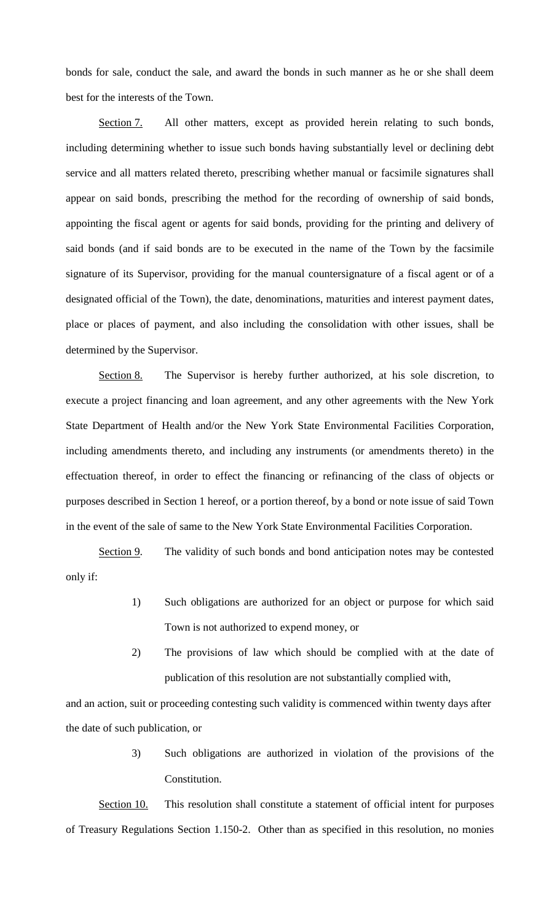bonds for sale, conduct the sale, and award the bonds in such manner as he or she shall deem best for the interests of the Town.

Section 7. All other matters, except as provided herein relating to such bonds, including determining whether to issue such bonds having substantially level or declining debt service and all matters related thereto, prescribing whether manual or facsimile signatures shall appear on said bonds, prescribing the method for the recording of ownership of said bonds, appointing the fiscal agent or agents for said bonds, providing for the printing and delivery of said bonds (and if said bonds are to be executed in the name of the Town by the facsimile signature of its Supervisor, providing for the manual countersignature of a fiscal agent or of a designated official of the Town), the date, denominations, maturities and interest payment dates, place or places of payment, and also including the consolidation with other issues, shall be determined by the Supervisor.

Section 8. The Supervisor is hereby further authorized, at his sole discretion, to execute a project financing and loan agreement, and any other agreements with the New York State Department of Health and/or the New York State Environmental Facilities Corporation, including amendments thereto, and including any instruments (or amendments thereto) in the effectuation thereof, in order to effect the financing or refinancing of the class of objects or purposes described in Section 1 hereof, or a portion thereof, by a bond or note issue of said Town in the event of the sale of same to the New York State Environmental Facilities Corporation.

Section 9. The validity of such bonds and bond anticipation notes may be contested only if:

1) Such obligations are authorized for an object or purpose for which said Town is not authorized to expend money, or

2) The provisions of law which should be complied with at the date of publication of this resolution are not substantially complied with,

and an action, suit or proceeding contesting such validity is commenced within twenty days after the date of such publication, or

3) Such obligations are authorized in violation of the provisions of the Constitution.

Section 10. This resolution shall constitute a statement of official intent for purposes of Treasury Regulations Section 1.150-2. Other than as specified in this resolution, no monies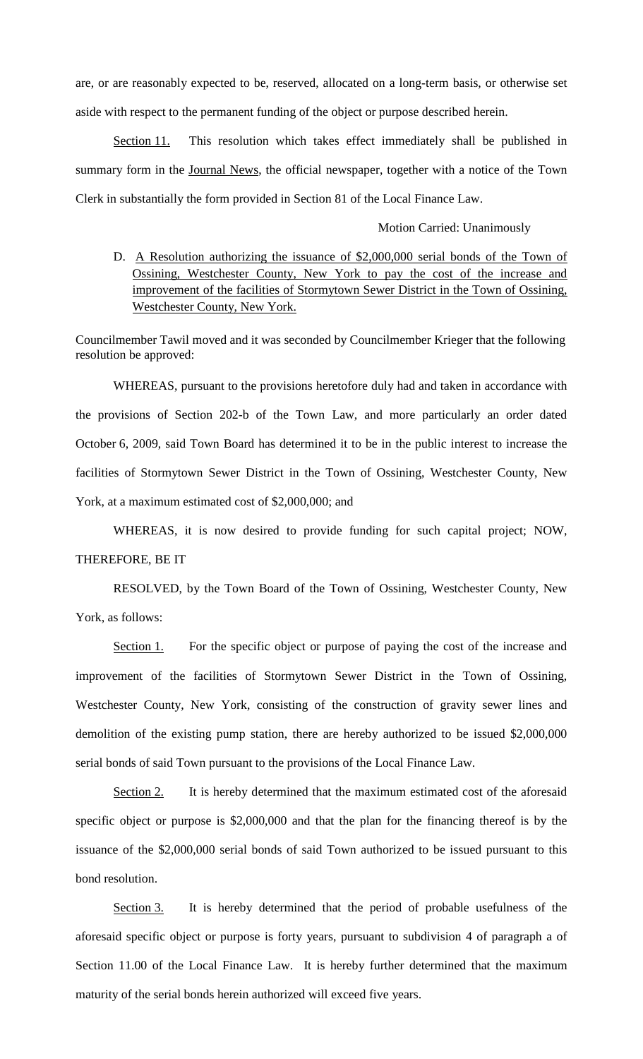are, or are reasonably expected to be, reserved, allocated on a long-term basis, or otherwise set aside with respect to the permanent funding of the object or purpose described herein.

Section 11. This resolution which takes effect immediately shall be published in summary form in the Journal News, the official newspaper, together with a notice of the Town Clerk in substantially the form provided in Section 81 of the Local Finance Law.

Motion Carried: Unanimously

D. A Resolution authorizing the issuance of $2,000,000 serial bonds of the Town of Ossining, Westchester County, New York to pay the cost of the increase and improvement of the facilities of Stormytown Sewer District in the Town of Ossining, Westchester County, New York.

Councilmember Tawil moved and it was seconded by Councilmember Krieger that the following resolution be approved:

WHEREAS, pursuant to the provisions heretofore duly had and taken in accordance with the provisions of Section 202-b of the Town Law, and more particularly an order dated October 6, 2009, said Town Board has determined it to be in the public interest to increase the facilities of Stormytown Sewer District in the Town of Ossining, Westchester County, New York, at a maximum estimated cost of $2,000,000; and

WHEREAS, it is now desired to provide funding for such capital project; NOW, THEREFORE, BE IT

RESOLVED, by the Town Board of the Town of Ossining, Westchester County, New York, as follows:

Section 1. For the specific object or purpose of paying the cost of the increase and improvement of the facilities of Stormytown Sewer District in the Town of Ossining, Westchester County, New York, consisting of the construction of gravity sewer lines and demolition of the existing pump station, there are hereby authorized to be issued $2,000,000 serial bonds of said Town pursuant to the provisions of the Local Finance Law.

Section 2. It is hereby determined that the maximum estimated cost of the aforesaid specific object or purpose is $2,000,000 and that the plan for the financing thereof is by the issuance of the $2,000,000 serial bonds of said Town authorized to be issued pursuant to this bond resolution.

Section 3. It is hereby determined that the period of probable usefulness of the aforesaid specific object or purpose is forty years, pursuant to subdivision 4 of paragraph a of Section 11.00 of the Local Finance Law. It is hereby further determined that the maximum maturity of the serial bonds herein authorized will exceed five years.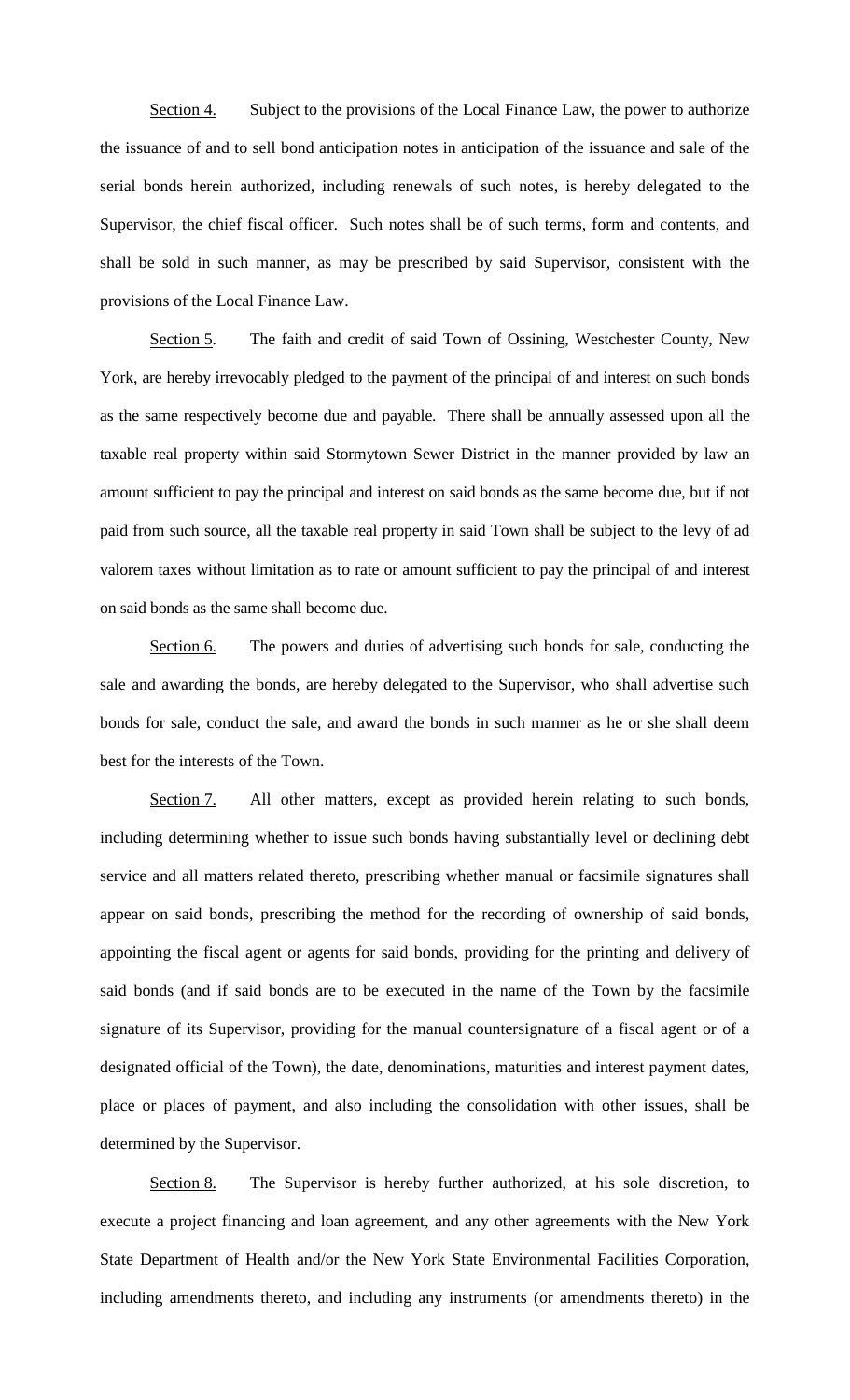Section 4. Subject to the provisions of the Local Finance Law, the power to authorize the issuance of and to sell bond anticipation notes in anticipation of the issuance and sale of the serial bonds herein authorized, including renewals of such notes, is hereby delegated to the Supervisor, the chief fiscal officer. Such notes shall be of such terms, form and contents, and shall be sold in such manner, as may be prescribed by said Supervisor, consistent with the provisions of the Local Finance Law.

Section 5. The faith and credit of said Town of Ossining, Westchester County, New York, are hereby irrevocably pledged to the payment of the principal of and interest on such bonds as the same respectively become due and payable. There shall be annually assessed upon all the taxable real property within said Stormytown Sewer District in the manner provided by law an amount sufficient to pay the principal and interest on said bonds as the same become due, but if not paid from such source, all the taxable real property in said Town shall be subject to the levy of ad valorem taxes without limitation as to rate or amount sufficient to pay the principal of and interest on said bonds as the same shall become due.

Section 6. The powers and duties of advertising such bonds for sale, conducting the sale and awarding the bonds, are hereby delegated to the Supervisor, who shall advertise such bonds for sale, conduct the sale, and award the bonds in such manner as he or she shall deem best for the interests of the Town.

Section 7. All other matters, except as provided herein relating to such bonds, including determining whether to issue such bonds having substantially level or declining debt service and all matters related thereto, prescribing whether manual or facsimile signatures shall appear on said bonds, prescribing the method for the recording of ownership of said bonds, appointing the fiscal agent or agents for said bonds, providing for the printing and delivery of said bonds (and if said bonds are to be executed in the name of the Town by the facsimile signature of its Supervisor, providing for the manual countersignature of a fiscal agent or of a designated official of the Town), the date, denominations, maturities and interest payment dates, place or places of payment, and also including the consolidation with other issues, shall be determined by the Supervisor.

Section 8. The Supervisor is hereby further authorized, at his sole discretion, to execute a project financing and loan agreement, and any other agreements with the New York State Department of Health and/or the New York State Environmental Facilities Corporation, including amendments thereto, and including any instruments (or amendments thereto) in the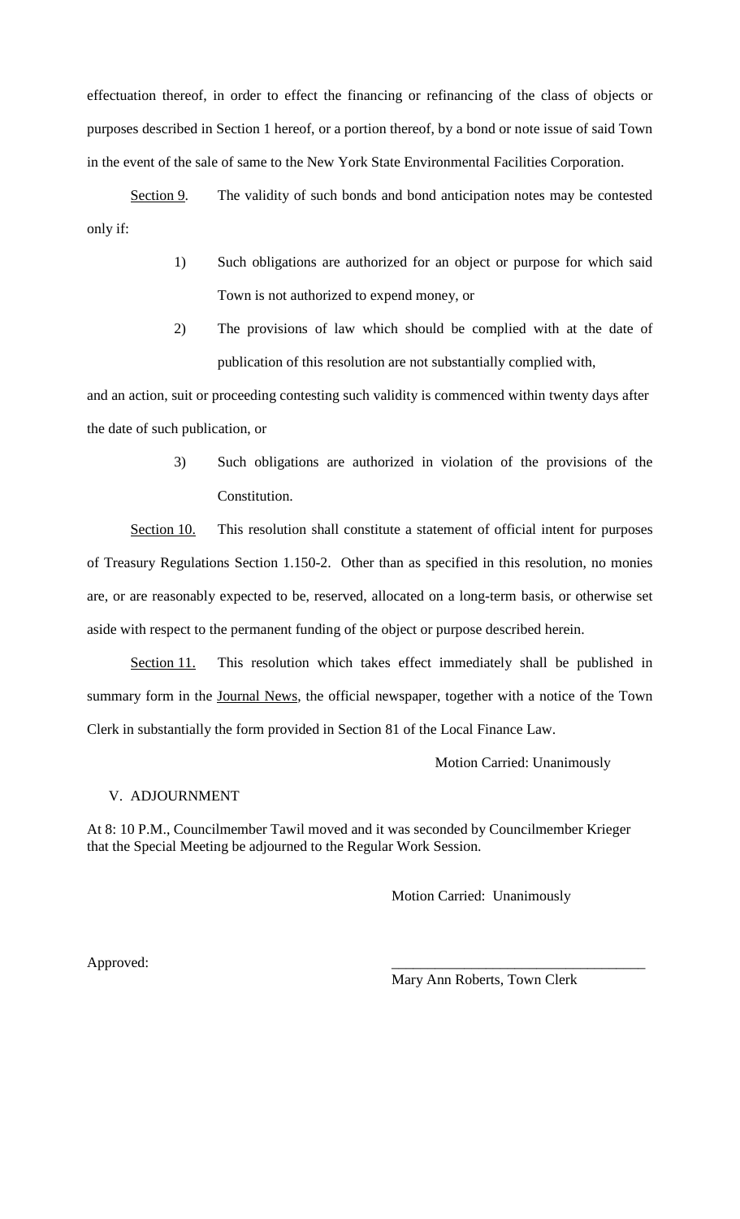effectuation thereof, in order to effect the financing or refinancing of the class of objects or purposes described in Section 1 hereof, or a portion thereof, by a bond or note issue of said Town in the event of the sale of same to the New York State Environmental Facilities Corporation.

Section 9. The validity of such bonds and bond anticipation notes may be contested only if:

1) Such obligations are authorized for an object or purpose for which said Town is not authorized to expend money, or

2) The provisions of law which should be complied with at the date of publication of this resolution are not substantially complied with,

and an action, suit or proceeding contesting such validity is commenced within twenty days after the date of such publication, or

3) Such obligations are authorized in violation of the provisions of the Constitution.

Section 10. This resolution shall constitute a statement of official intent for purposes of Treasury Regulations Section 1.150-2. Other than as specified in this resolution, no monies are, or are reasonably expected to be, reserved, allocated on a long-term basis, or otherwise set aside with respect to the permanent funding of the object or purpose described herein.

Section 11. This resolution which takes effect immediately shall be published in summary form in the Journal News, the official newspaper, together with a notice of the Town Clerk in substantially the form provided in Section 81 of the Local Finance Law.

Motion Carried: Unanimously

V. ADJOURNMENT

At 8: 10 P.M., Councilmember Tawil moved and it was seconded by Councilmember Krieger that the Special Meeting be adjourned to the Regular Work Session.

Motion Carried: Unanimously

Approved: ___________________________________

Mary Ann Roberts, Town Clerk